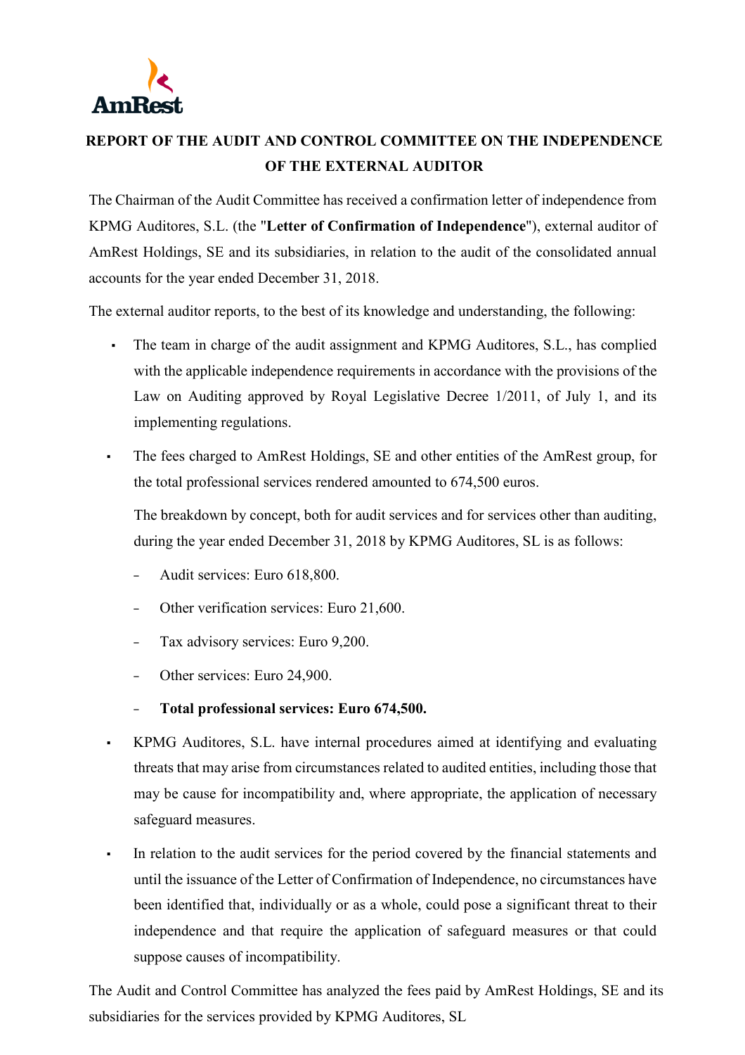AmRest

# REPORT OF THE AUDIT AND CONTROL COMMITTEE ON THE INDEPENDENCE OF THE EXTERNAL AUDITOR

The Chairman of the Audit Committee has received a confirmation letter of independence from KPMG Auditores, S.L. (the "**Letter of Confirmation of Independence**"), external auditor of AmRest Holdings, SE and its subsidiaries, in relation to the audit of the consolidated annual accounts for the year ended December 31, 2018.

The external auditor reports, to the best of its knowledge and understanding, the following:

- The team in charge of the audit assignment and KPMG Auditores, S.L., has complied with the applicable independence requirements in accordance with the provisions of the Law on Auditing approved by Royal Legislative Decree 1/2011, of July 1, and its implementing regulations.
- The fees charged to AmRest Holdings, SE and other entities of the AmRest group, for the total professional services rendered amounted to 674,500 euros.

  The breakdown by concept, both for audit services and for services other than auditing, during the year ended December 31, 2018 by KPMG Auditores, SL is as follows:

  - Audit services: Euro 618,800.
  - Other verification services: Euro 21,600.
  - Tax advisory services: Euro 9,200.
  - Other services: Euro 24,900.
  - **Total professional services: Euro 674,500.**
- KPMG Auditores, S.L. have internal procedures aimed at identifying and evaluating threats that may arise from circumstances related to audited entities, including those that may be cause for incompatibility and, where appropriate, the application of necessary safeguard measures.
- In relation to the audit services for the period covered by the financial statements and until the issuance of the Letter of Confirmation of Independence, no circumstances have been identified that, individually or as a whole, could pose a significant threat to their independence and that require the application of safeguard measures or that could suppose causes of incompatibility.

The Audit and Control Committee has analyzed the fees paid by AmRest Holdings, SE and its subsidiaries for the services provided by KPMG Auditores, SL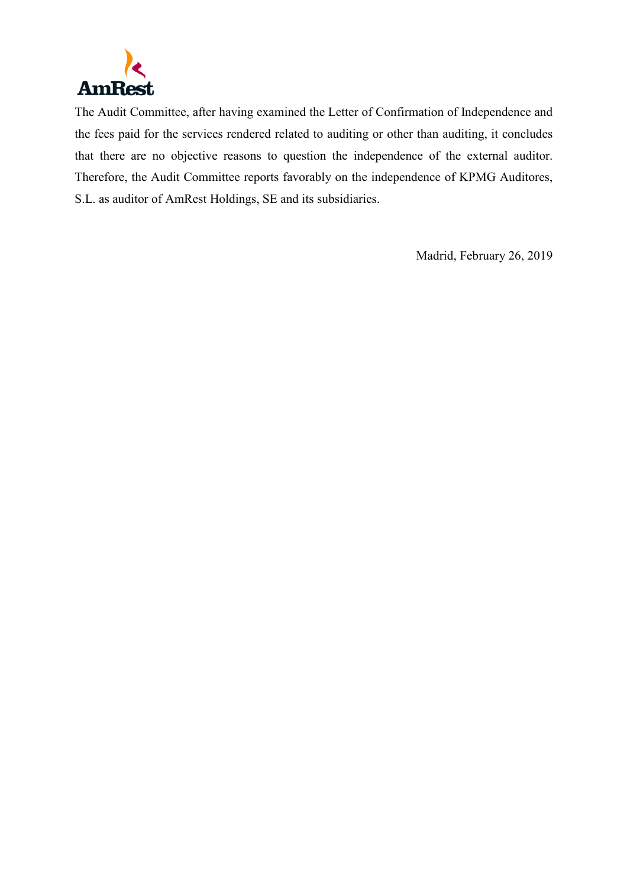The Audit Committee, after having examined the Letter of Confirmation of Independence and the fees paid for the services rendered related to auditing or other than auditing, it concludes that there are no objective reasons to question the independence of the external auditor. Therefore, the Audit Committee reports favorably on the independence of KPMG Auditores, S.L. as auditor of AmRest Holdings, SE and its subsidiaries.

Madrid, February 26, 2019